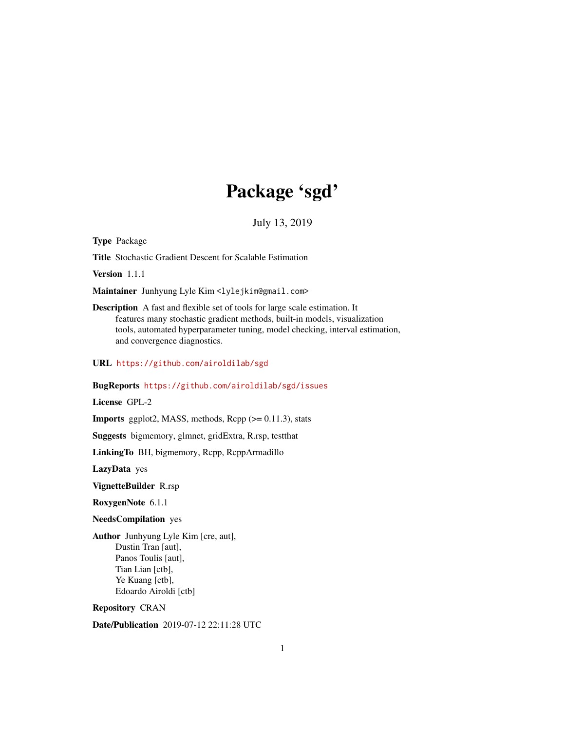# Package 'sgd'

July 13, 2019

**Type** Package

**Title** Stochastic Gradient Descent for Scalable Estimation

**Version** 1.1.1

**Maintainer** Junhyung Lyle Kim <lylejkim@gmail.com>

**Description** A fast and flexible set of tools for large scale estimation. It features many stochastic gradient methods, built-in models, visualization tools, automated hyperparameter tuning, model checking, interval estimation, and convergence diagnostics.

**URL** https://github.com/airoldilab/sgd

**BugReports** https://github.com/airoldilab/sgd/issues

**License** GPL-2

**Imports** ggplot2, MASS, methods, Rcpp (>= 0.11.3), stats

**Suggests** bigmemory, glmnet, gridExtra, R.rsp, testthat

**LinkingTo** BH, bigmemory, Rcpp, RcppArmadillo

**LazyData** yes

**VignetteBuilder** R.rsp

**RoxygenNote** 6.1.1

**NeedsCompilation** yes

**Author** Junhyung Lyle Kim [cre, aut],
Dustin Tran [aut],
Panos Toulis [aut],
Tian Lian [ctb],
Ye Kuang [ctb],
Edoardo Airoldi [ctb]

**Repository** CRAN

**Date/Publication** 2019-07-12 22:11:28 UTC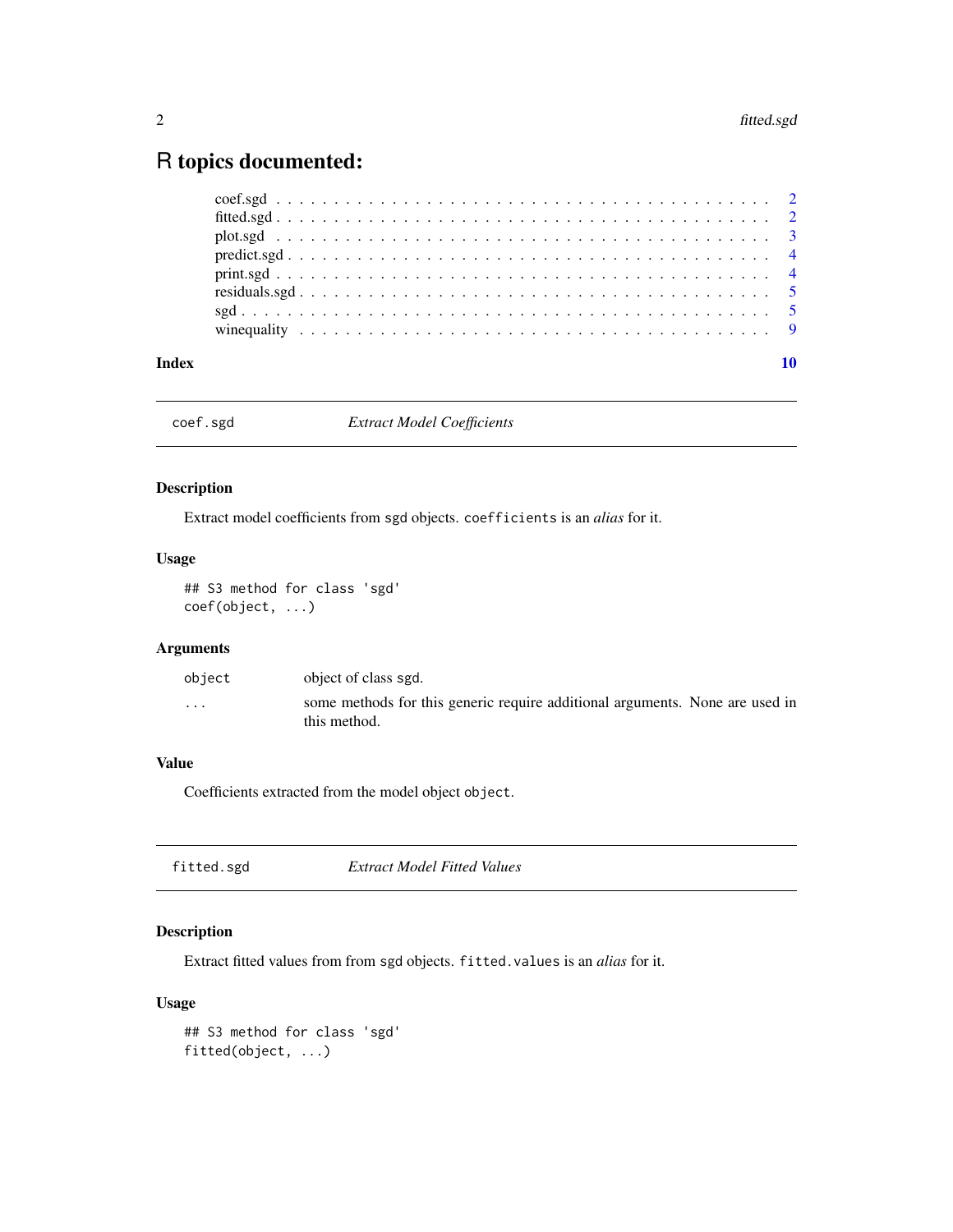# R topics documented:

coef.sgd . . . . . . . . . . . . . . . . . . . . . . . . . . . . . . . . . . . . . . . . . 2
fitted.sgd . . . . . . . . . . . . . . . . . . . . . . . . . . . . . . . . . . . . . . . . 2
plot.sgd . . . . . . . . . . . . . . . . . . . . . . . . . . . . . . . . . . . . . . . . . 3
predict.sgd . . . . . . . . . . . . . . . . . . . . . . . . . . . . . . . . . . . . . . . 4
print.sgd . . . . . . . . . . . . . . . . . . . . . . . . . . . . . . . . . . . . . . . . 4
residuals.sgd . . . . . . . . . . . . . . . . . . . . . . . . . . . . . . . . . . . . . . 5
sgd . . . . . . . . . . . . . . . . . . . . . . . . . . . . . . . . . . . . . . . . . . . 5
winequality . . . . . . . . . . . . . . . . . . . . . . . . . . . . . . . . . . . . . . . 9

**Index** 10

---

## coef.sgd — *Extract Model Coefficients*

### Description

Extract model coefficients from sgd objects. `coefficients` is an *alias* for it.

### Usage

```
## S3 method for class 'sgd'
coef(object, ...)
```

### Arguments

| | |
|---|---|
| `object` | object of class sgd. |
| `...` | some methods for this generic require additional arguments. None are used in this method. |

### Value

Coefficients extracted from the model object `object`.

---

## fitted.sgd — *Extract Model Fitted Values*

### Description

Extract fitted values from from sgd objects. `fitted.values` is an *alias* for it.

### Usage

```
## S3 method for class 'sgd'
fitted(object, ...)
```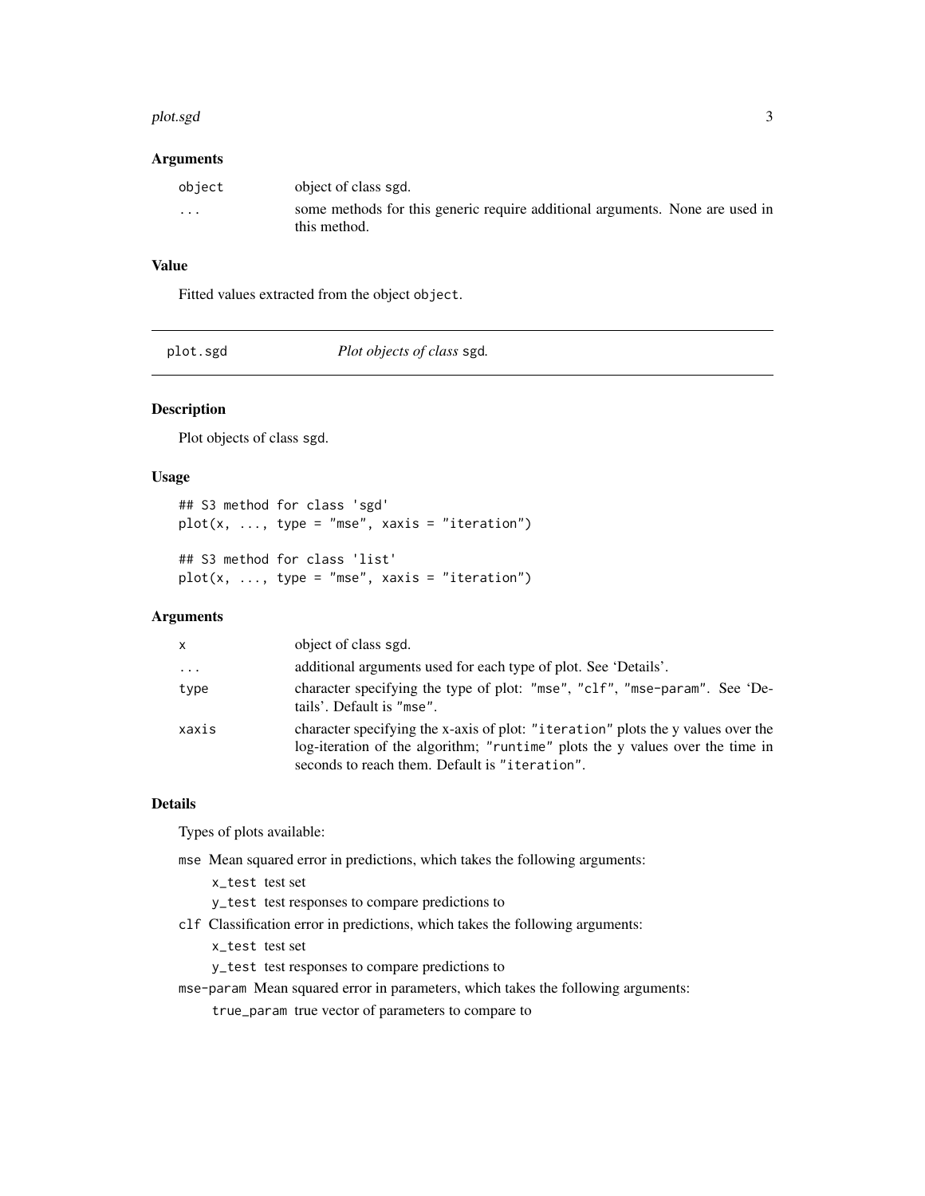### Arguments

| | |
|---|---|
| object | object of class sgd. |
| ... | some methods for this generic require additional arguments. None are used in this method. |

### Value

Fitted values extracted from the object `object`.

---

## plot.sgd — *Plot objects of class* sgd.

---

### Description

Plot objects of class sgd.

### Usage

```
## S3 method for class 'sgd'
plot(x, ..., type = "mse", xaxis = "iteration")

## S3 method for class 'list'
plot(x, ..., type = "mse", xaxis = "iteration")
```

### Arguments

| | |
|---|---|
| x | object of class sgd. |
| ... | additional arguments used for each type of plot. See 'Details'. |
| type | character specifying the type of plot: "mse", "clf", "mse-param". See 'Details'. Default is "mse". |
| xaxis | character specifying the x-axis of plot: "iteration" plots the y values over the log-iteration of the algorithm; "runtime" plots the y values over the time in seconds to reach them. Default is "iteration". |

### Details

Types of plots available:

- `mse` Mean squared error in predictions, which takes the following arguments:
  - `x_test` test set
  - `y_test` test responses to compare predictions to
- `clf` Classification error in predictions, which takes the following arguments:
  - `x_test` test set
  - `y_test` test responses to compare predictions to
- `mse-param` Mean squared error in parameters, which takes the following arguments:
  - `true_param` true vector of parameters to compare to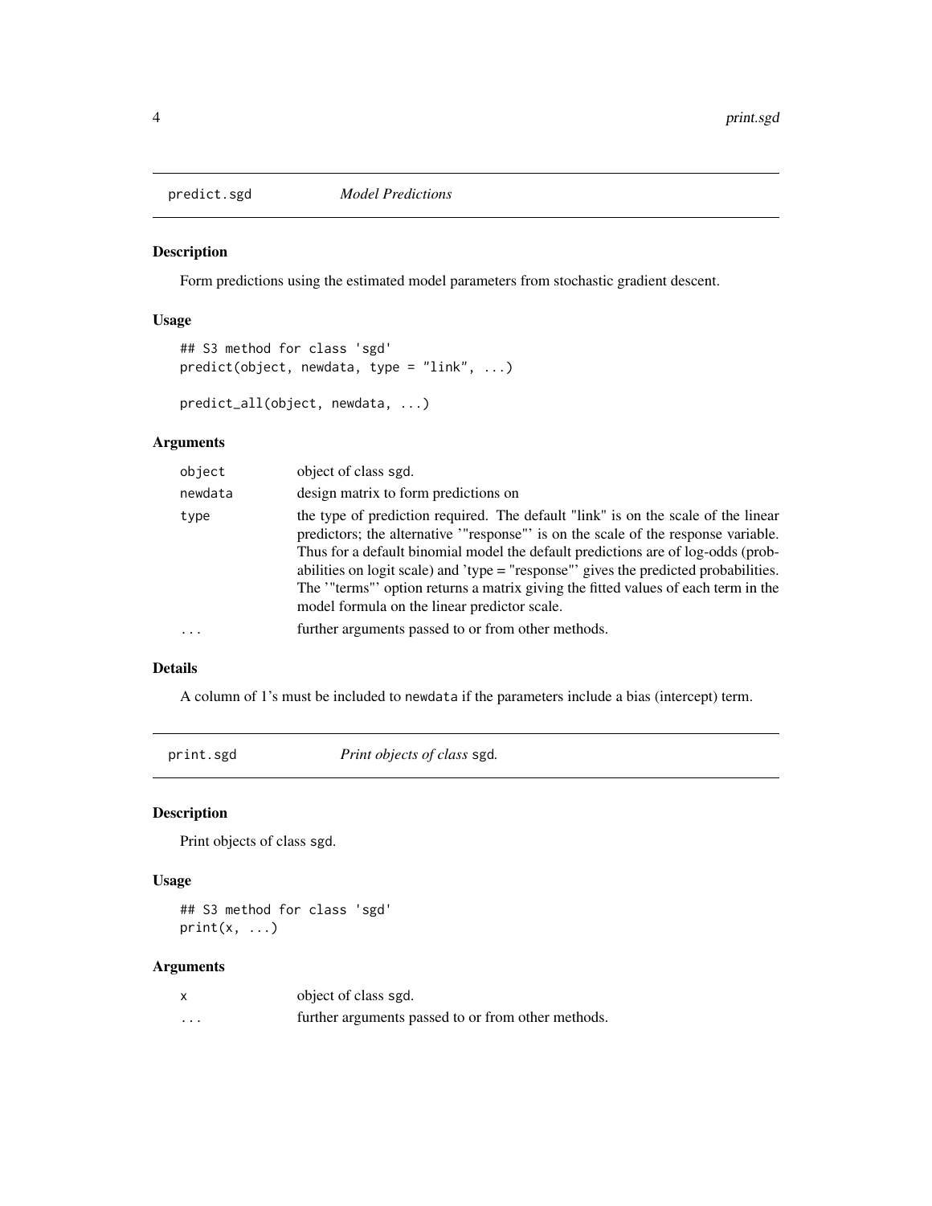## predict.sgd *Model Predictions*

### Description

Form predictions using the estimated model parameters from stochastic gradient descent.

### Usage

```
## S3 method for class 'sgd'
predict(object, newdata, type = "link", ...)

predict_all(object, newdata, ...)
```

### Arguments

| | |
|---|---|
| object | object of class sgd. |
| newdata | design matrix to form predictions on |
| type | the type of prediction required. The default "link" is on the scale of the linear predictors; the alternative '"response"' is on the scale of the response variable. Thus for a default binomial model the default predictions are of log-odds (probabilities on logit scale) and 'type = "response"' gives the predicted probabilities. The '"terms"' option returns a matrix giving the fitted values of each term in the model formula on the linear predictor scale. |
| ... | further arguments passed to or from other methods. |

### Details

A column of 1's must be included to newdata if the parameters include a bias (intercept) term.

## print.sgd *Print objects of class* sgd*.*

### Description

Print objects of class sgd.

### Usage

```
## S3 method for class 'sgd'
print(x, ...)
```

### Arguments

| | |
|---|---|
| x | object of class sgd. |
| ... | further arguments passed to or from other methods. |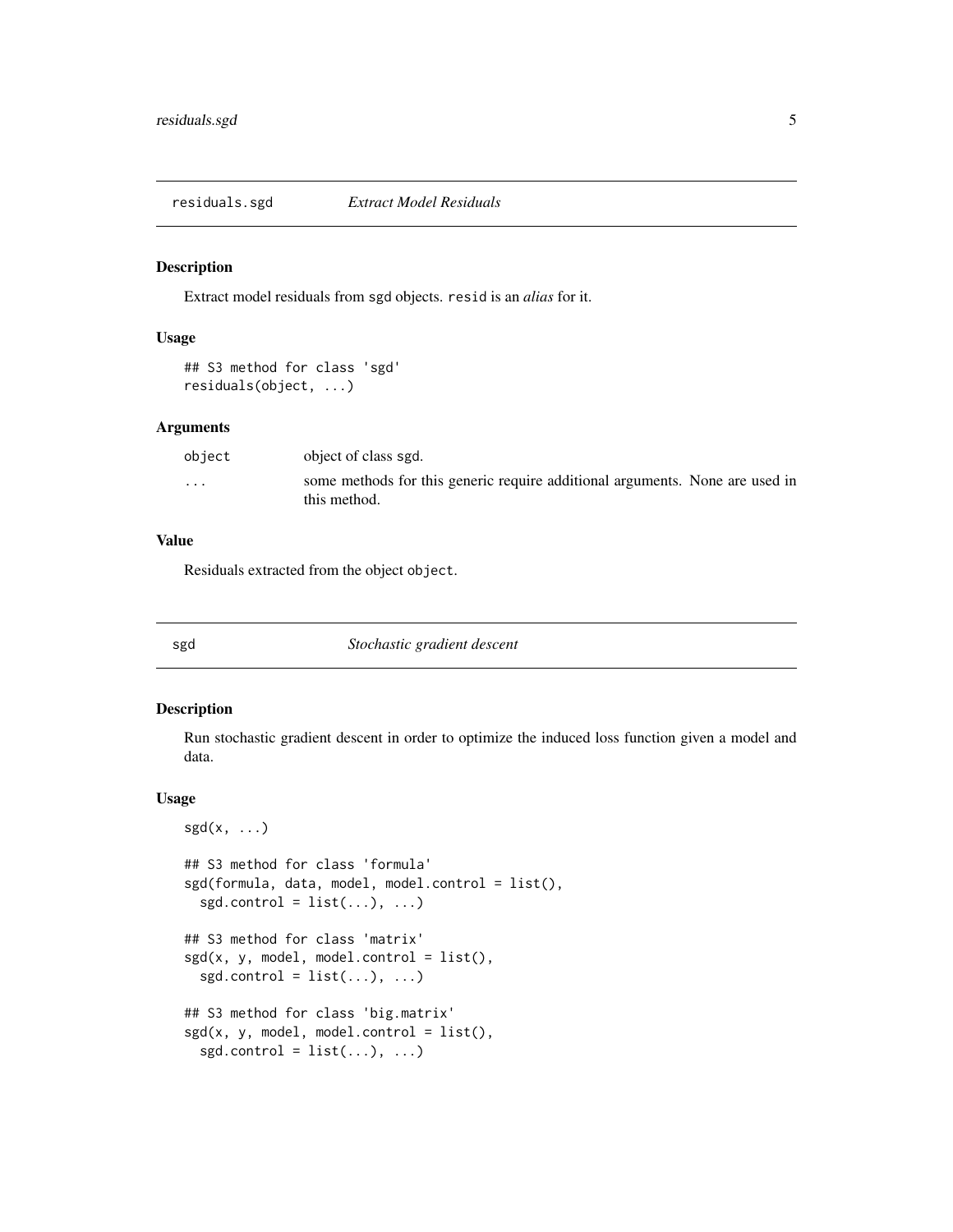## residuals.sgd — *Extract Model Residuals*

### Description

Extract model residuals from sgd objects. `resid` is an *alias* for it.

### Usage

```
## S3 method for class 'sgd'
residuals(object, ...)
```

### Arguments

| | |
|---|---|
| `object` | object of class sgd. |
| `...` | some methods for this generic require additional arguments. None are used in this method. |

### Value

Residuals extracted from the object `object`.

## sgd — *Stochastic gradient descent*

### Description

Run stochastic gradient descent in order to optimize the induced loss function given a model and data.

### Usage

```
sgd(x, ...)

## S3 method for class 'formula'
sgd(formula, data, model, model.control = list(),
  sgd.control = list(...), ...)

## S3 method for class 'matrix'
sgd(x, y, model, model.control = list(),
  sgd.control = list(...), ...)

## S3 method for class 'big.matrix'
sgd(x, y, model, model.control = list(),
  sgd.control = list(...), ...)
```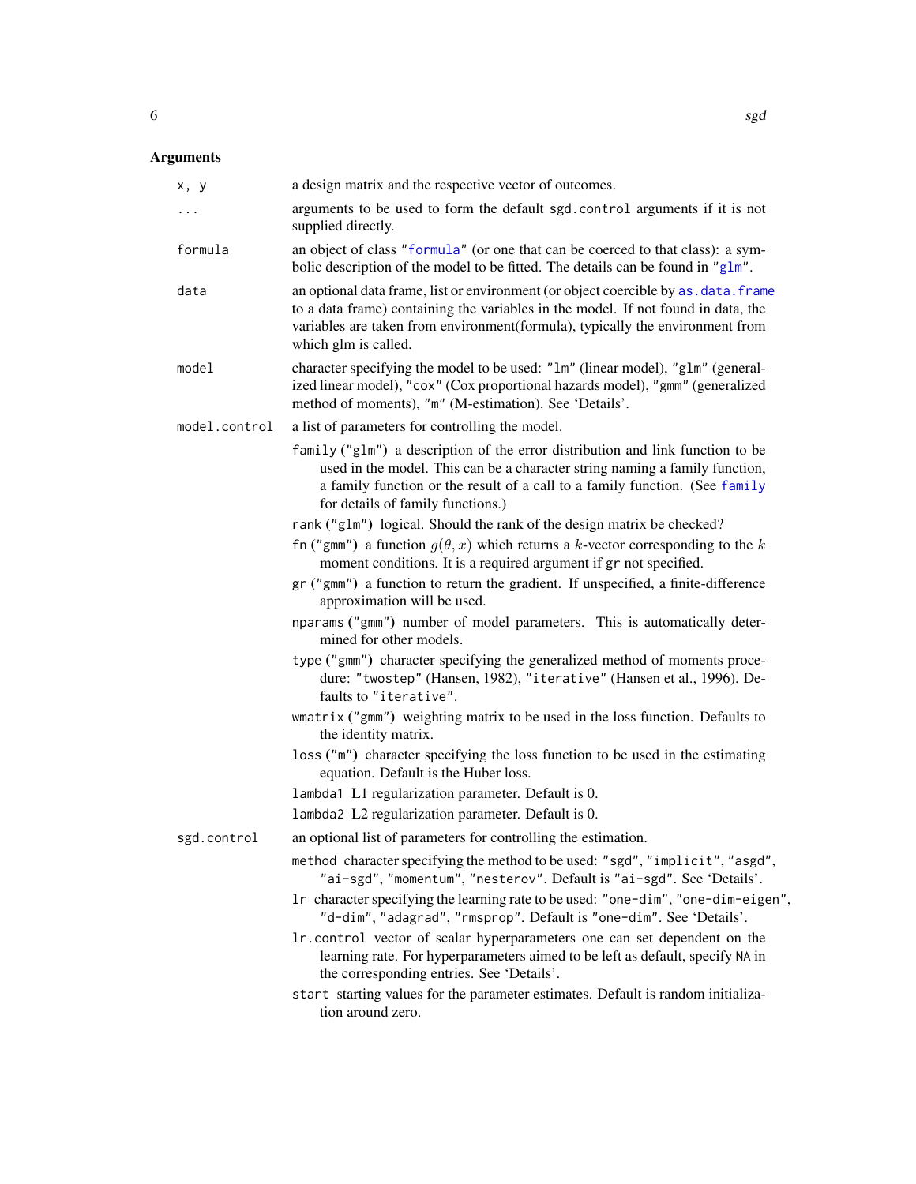## Arguments

`x, y` a design matrix and the respective vector of outcomes.

`...` arguments to be used to form the default `sgd.control` arguments if it is not supplied directly.

`formula` an object of class "formula" (or one that can be coerced to that class): a symbolic description of the model to be fitted. The details can be found in "glm".

`data` an optional data frame, list or environment (or object coercible by `as.data.frame` to a data frame) containing the variables in the model. If not found in data, the variables are taken from environment(formula), typically the environment from which glm is called.

`model` character specifying the model to be used: "lm" (linear model), "glm" (generalized linear model), "cox" (Cox proportional hazards model), "gmm" (generalized method of moments), "m" (M-estimation). See 'Details'.

`model.control` a list of parameters for controlling the model.

- `family` ("glm") a description of the error distribution and link function to be used in the model. This can be a character string naming a family function, a family function or the result of a call to a family function. (See `family` for details of family functions.)
- `rank` ("glm") logical. Should the rank of the design matrix be checked?
- `fn` ("gmm") a function $g(\theta, x)$ which returns a $k$-vector corresponding to the $k$ moment conditions. It is a required argument if `gr` not specified.
- `gr` ("gmm") a function to return the gradient. If unspecified, a finite-difference approximation will be used.
- `nparams` ("gmm") number of model parameters. This is automatically determined for other models.
- `type` ("gmm") character specifying the generalized method of moments procedure: "twostep" (Hansen, 1982), "iterative" (Hansen et al., 1996). Defaults to "iterative".
- `wmatrix` ("gmm") weighting matrix to be used in the loss function. Defaults to the identity matrix.
- `loss` ("m") character specifying the loss function to be used in the estimating equation. Default is the Huber loss.
- `lambda1` L1 regularization parameter. Default is 0.
- `lambda2` L2 regularization parameter. Default is 0.

`sgd.control` an optional list of parameters for controlling the estimation.

- `method` character specifying the method to be used: "sgd", "implicit", "asgd", "ai-sgd", "momentum", "nesterov". Default is "ai-sgd". See 'Details'.
- `lr` character specifying the learning rate to be used: "one-dim", "one-dim-eigen", "d-dim", "adagrad", "rmsprop". Default is "one-dim". See 'Details'.
- `lr.control` vector of scalar hyperparameters one can set dependent on the learning rate. For hyperparameters aimed to be left as default, specify `NA` in the corresponding entries. See 'Details'.
- `start` starting values for the parameter estimates. Default is random initialization around zero.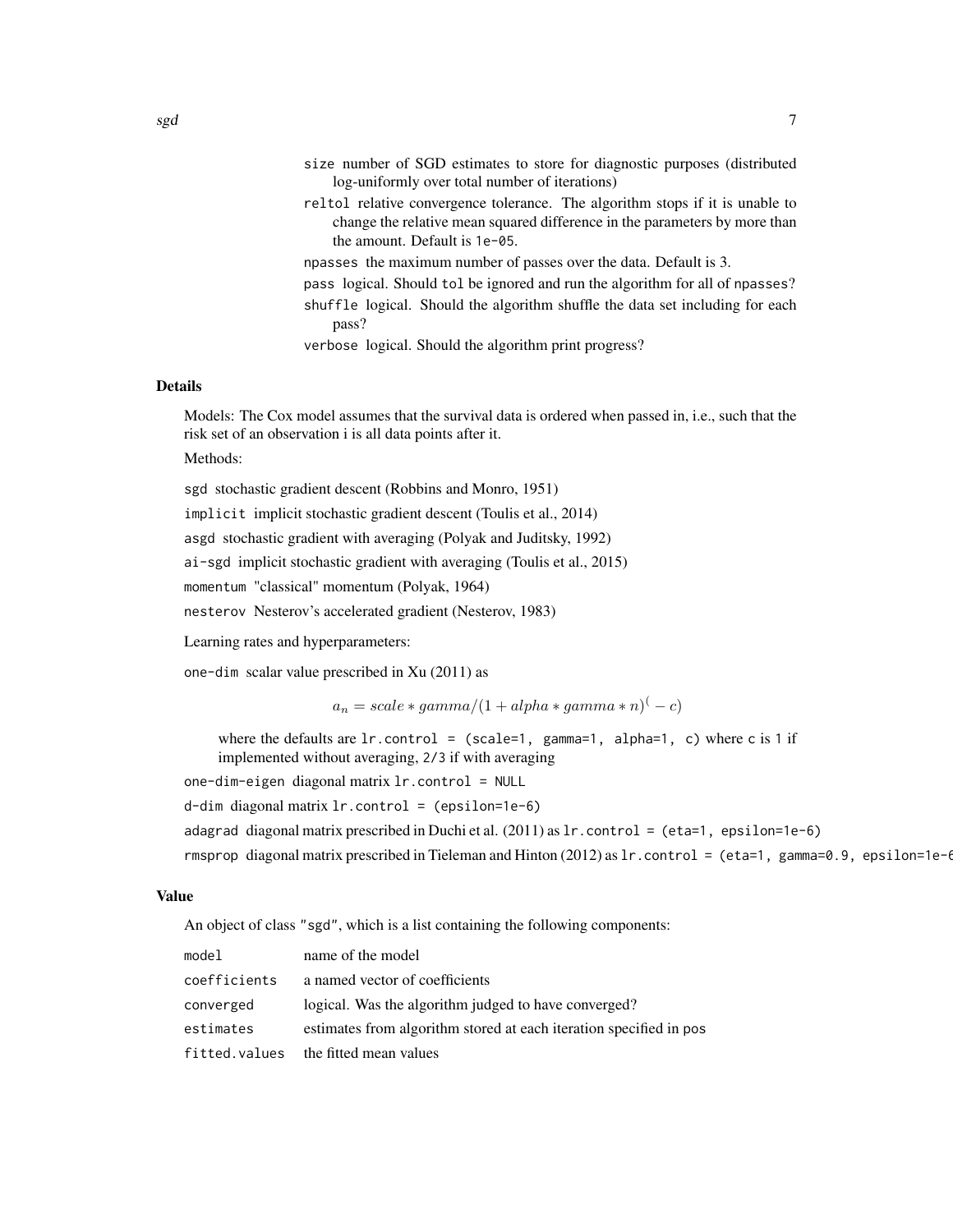size number of SGD estimates to store for diagnostic purposes (distributed log-uniformly over total number of iterations)

reltol relative convergence tolerance. The algorithm stops if it is unable to change the relative mean squared difference in the parameters by more than the amount. Default is 1e-05.

npasses the maximum number of passes over the data. Default is 3.

pass logical. Should tol be ignored and run the algorithm for all of npasses?

shuffle logical. Should the algorithm shuffle the data set including for each pass?

verbose logical. Should the algorithm print progress?

## Details

Models: The Cox model assumes that the survival data is ordered when passed in, i.e., such that the risk set of an observation i is all data points after it.

Methods:

sgd stochastic gradient descent (Robbins and Monro, 1951)

implicit implicit stochastic gradient descent (Toulis et al., 2014)

asgd stochastic gradient with averaging (Polyak and Juditsky, 1992)

ai-sgd implicit stochastic gradient with averaging (Toulis et al., 2015)

momentum "classical" momentum (Polyak, 1964)

nesterov Nesterov's accelerated gradient (Nesterov, 1983)

Learning rates and hyperparameters:

one-dim scalar value prescribed in Xu (2011) as

$$a_n = scale * gamma/(1 + alpha * gamma * n)^(-c)$$

where the defaults are lr.control = (scale=1, gamma=1, alpha=1, c) where c is 1 if implemented without averaging, 2/3 if with averaging

one-dim-eigen diagonal matrix lr.control = NULL

d-dim diagonal matrix lr.control = (epsilon=1e-6)

adagrad diagonal matrix prescribed in Duchi et al. (2011) as lr.control = (eta=1, epsilon=1e-6)

rmsprop diagonal matrix prescribed in Tieleman and Hinton (2012) as lr.control = (eta=1, gamma=0.9, epsilon=1e-6

## Value

An object of class "sgd", which is a list containing the following components:

| | |
|---|---|
| model | name of the model |
| coefficients | a named vector of coefficients |
| converged | logical. Was the algorithm judged to have converged? |
| estimates | estimates from algorithm stored at each iteration specified in pos |
| fitted.values | the fitted mean values |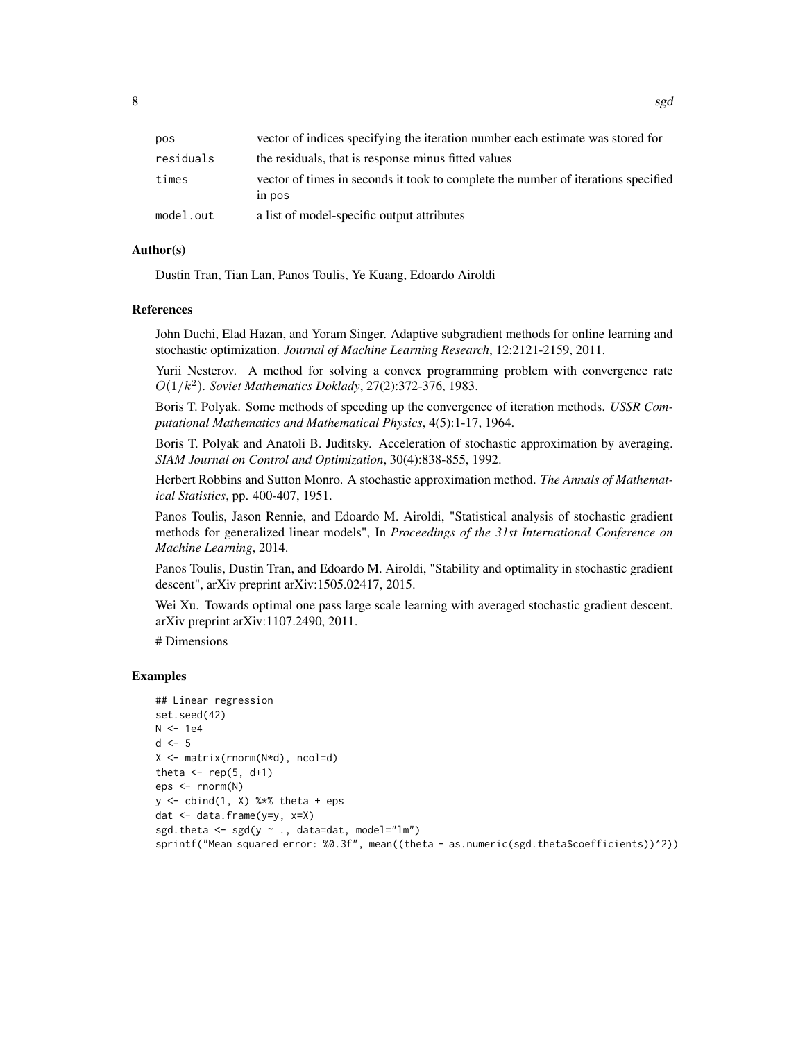| | |
|---|---|
| pos | vector of indices specifying the iteration number each estimate was stored for |
| residuals | the residuals, that is response minus fitted values |
| times | vector of times in seconds it took to complete the number of iterations specified in pos |
| model.out | a list of model-specific output attributes |

### Author(s)

Dustin Tran, Tian Lan, Panos Toulis, Ye Kuang, Edoardo Airoldi

### References

John Duchi, Elad Hazan, and Yoram Singer. Adaptive subgradient methods for online learning and stochastic optimization. *Journal of Machine Learning Research*, 12:2121-2159, 2011.

Yurii Nesterov. A method for solving a convex programming problem with convergence rate $O(1/k^2)$. *Soviet Mathematics Doklady*, 27(2):372-376, 1983.

Boris T. Polyak. Some methods of speeding up the convergence of iteration methods. *USSR Computational Mathematics and Mathematical Physics*, 4(5):1-17, 1964.

Boris T. Polyak and Anatoli B. Juditsky. Acceleration of stochastic approximation by averaging. *SIAM Journal on Control and Optimization*, 30(4):838-855, 1992.

Herbert Robbins and Sutton Monro. A stochastic approximation method. *The Annals of Mathematical Statistics*, pp. 400-407, 1951.

Panos Toulis, Jason Rennie, and Edoardo M. Airoldi, "Statistical analysis of stochastic gradient methods for generalized linear models", In *Proceedings of the 31st International Conference on Machine Learning*, 2014.

Panos Toulis, Dustin Tran, and Edoardo M. Airoldi, "Stability and optimality in stochastic gradient descent", arXiv preprint arXiv:1505.02417, 2015.

Wei Xu. Towards optimal one pass large scale learning with averaged stochastic gradient descent. arXiv preprint arXiv:1107.2490, 2011.

# Dimensions

### Examples

```
## Linear regression
set.seed(42)
N <- 1e4
d <- 5
X <- matrix(rnorm(N*d), ncol=d)
theta <- rep(5, d+1)
eps <- rnorm(N)
y <- cbind(1, X) %*% theta + eps
dat <- data.frame(y=y, x=X)
sgd.theta <- sgd(y ~ ., data=dat, model="lm")
sprintf("Mean squared error: %0.3f", mean((theta - as.numeric(sgd.theta$coefficients))^2))
```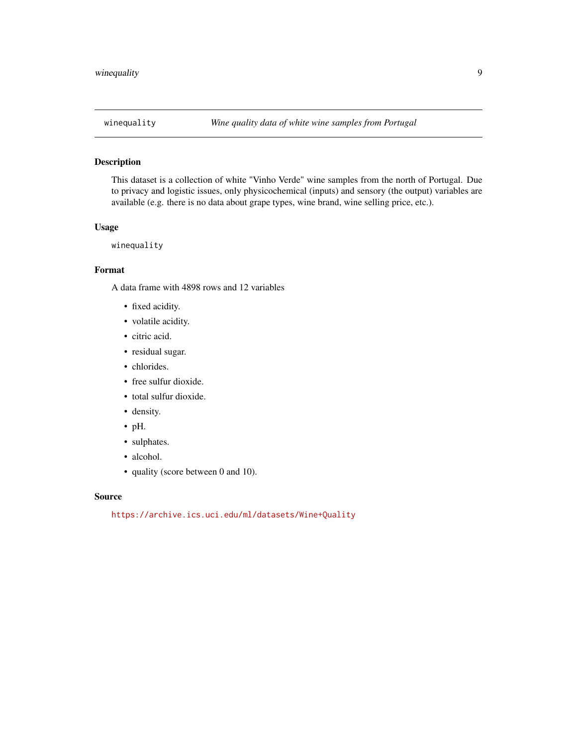winequality    *Wine quality data of white wine samples from Portugal*

## Description

This dataset is a collection of white "Vinho Verde" wine samples from the north of Portugal. Due to privacy and logistic issues, only physicochemical (inputs) and sensory (the output) variables are available (e.g. there is no data about grape types, wine brand, wine selling price, etc.).

## Usage

```
winequality
```

## Format

A data frame with 4898 rows and 12 variables

- fixed acidity.
- volatile acidity.
- citric acid.
- residual sugar.
- chlorides.
- free sulfur dioxide.
- total sulfur dioxide.
- density.
- pH.
- sulphates.
- alcohol.
- quality (score between 0 and 10).

## Source

https://archive.ics.uci.edu/ml/datasets/Wine+Quality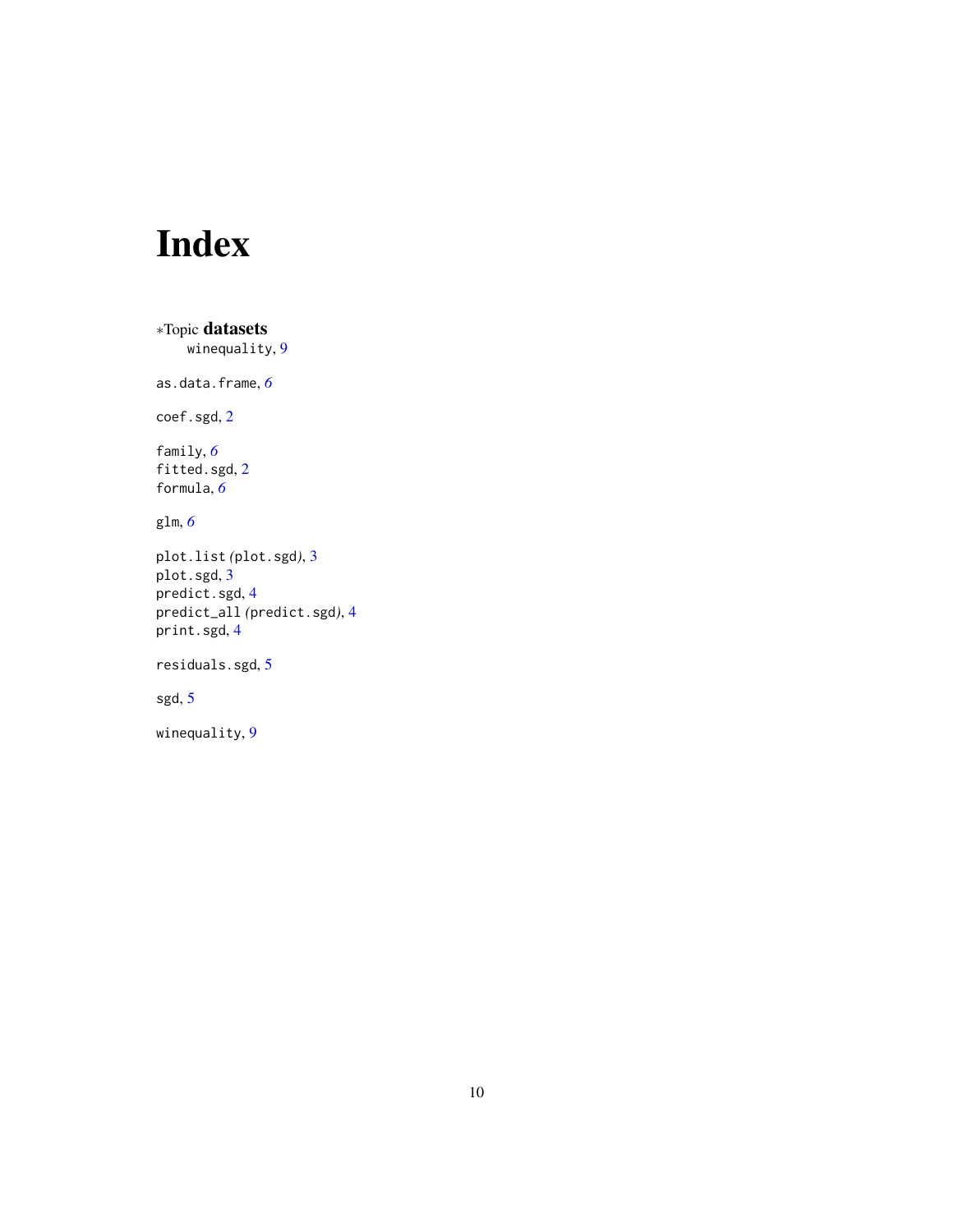# Index

*Topic **datasets**
    winequality, 9

as.data.frame, *6*

coef.sgd, 2

family, *6*
fitted.sgd, 2
formula, *6*

glm, *6*

plot.list *(*plot.sgd*)*, 3
plot.sgd, 3
predict.sgd, 4
predict_all *(*predict.sgd*)*, 4
print.sgd, 4

residuals.sgd, 5

sgd, 5

winequality, 9